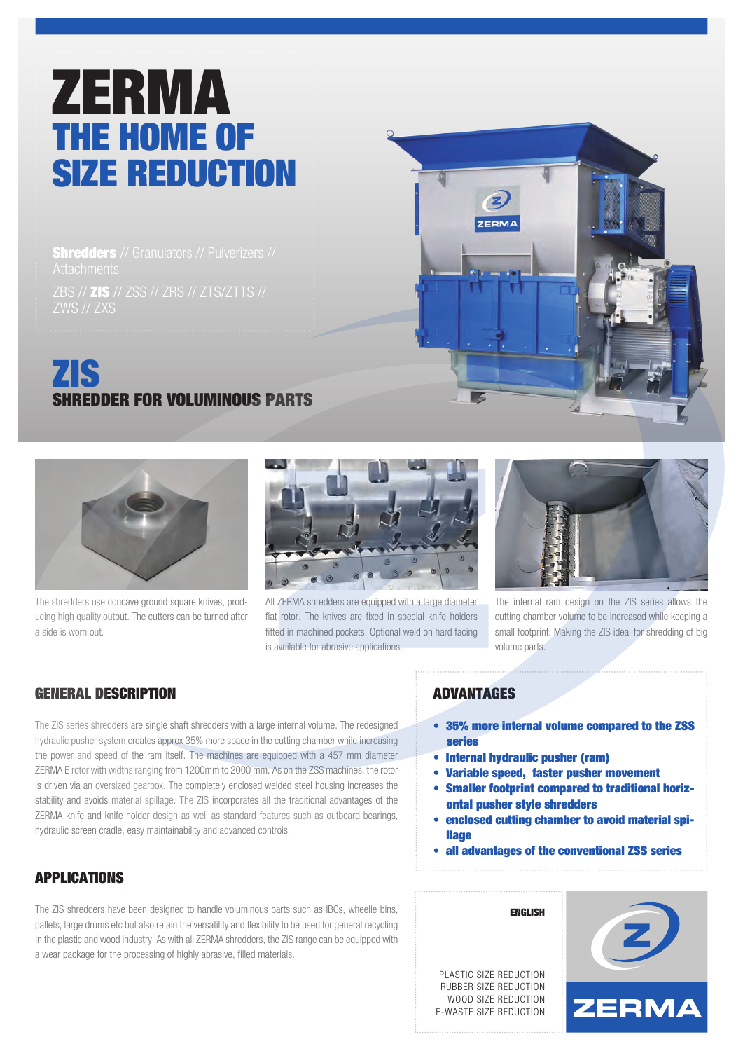# ZERMA

## THE HOME OF SIZE REDUCTION

**Shredders** // Granulators // Pulverizers // Attachments

ZBS // **ZIS** // ZSS // ZRS // ZTS/ZTTS // ZWS // ZXS

# ZIS

## SHREDDER FOR VOLUMINOUS PARTS

The shredders use concave ground square knives, producing high quality output. The cutters can be turned after a side is worn out.

All ZERMA shredders are equipped with a large diameter flat rotor. The knives are fixed in special knife holders fitted in machined pockets. Optional weld on hard facing is available for abrasive applications.

The internal ram design on the ZIS series allows the cutting chamber volume to be increased while keeping a small footprint. Making the ZIS ideal for shredding of big volume parts.

### GENERAL DESCRIPTION

The ZIS series shredders are single shaft shredders with a large internal volume. The redesigned hydraulic pusher system creates approx 35% more space in the cutting chamber while increasing the power and speed of the ram itself. The machines are equipped with a 457 mm diameter ZERMA E rotor with widths ranging from 1200mm to 2000 mm. As on the ZSS machines, the rotor is driven via an oversized gearbox. The completely enclosed welded steel housing increases the stability and avoids material spillage. The ZIS incorporates all the traditional advantages of the ZERMA knife and knife holder design as well as standard features such as outboard bearings, hydraulic screen cradle, easy maintainability and advanced controls.

### APPLICATIONS

The ZIS shredders have been designed to handle voluminous parts such as IBCs, wheelie bins, pallets, large drums etc but also retain the versatility and flexibility to be used for general recycling in the plastic and wood industry. As with all ZERMA shredders, the ZIS range can be equipped with a wear package for the processing of highly abrasive, filled materials.

### ADVANTAGES

- **35% more internal volume compared to the ZSS series**
- **Internal hydraulic pusher (ram)**
- **Variable speed, faster pusher movement**
- **Smaller footprint compared to traditional horizontal pusher style shredders**
- **enclosed cutting chamber to avoid material spillage**
- **all advantages of the conventional ZSS series**

**ENGLISH**

PLASTIC SIZE REDUCTION
RUBBER SIZE REDUCTION
WOOD SIZE REDUCTION
E-WASTE SIZE REDUCTION

ZERMA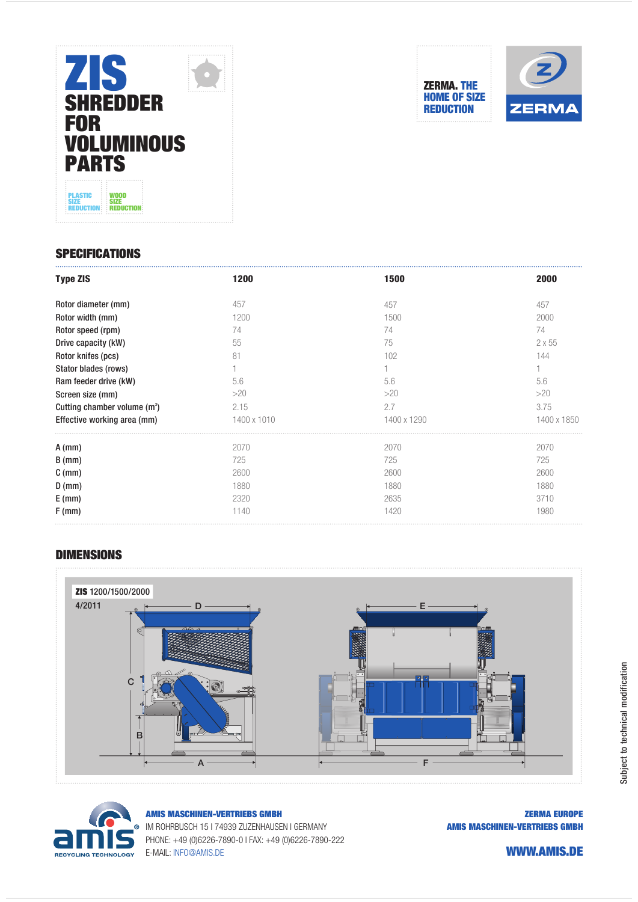# ZIS SHREDDER FOR VOLUMINOUS PARTS

PLASTIC SIZE REDUCTION

WOOD SIZE REDUCTION

ZERMA. THE HOME OF SIZE REDUCTION

ZERMA

## SPECIFICATIONS

| Type ZIS | 1200 | 1500 | 2000 |
|---|---|---|---|
| Rotor diameter (mm) | 457 | 457 | 457 |
| Rotor width (mm) | 1200 | 1500 | 2000 |
| Rotor speed (rpm) | 74 | 74 | 74 |
| Drive capacity (kW) | 55 | 75 | 2 x 55 |
| Rotor knifes (pcs) | 81 | 102 | 144 |
| Stator blades (rows) | 1 | 1 | 1 |
| Ram feeder drive (kW) | 5.6 | 5.6 | 5.6 |
| Screen size (mm) | >20 | >20 | >20 |
| Cutting chamber volume ($m^3$) | 2.15 | 2.7 | 3.75 |
| Effective working area (mm) | 1400 x 1010 | 1400 x 1290 | 1400 x 1850 |
| A (mm) | 2070 | 2070 | 2070 |
| B (mm) | 725 | 725 | 725 |
| C (mm) | 2600 | 2600 | 2600 |
| D (mm) | 1880 | 1880 | 1880 |
| E (mm) | 2320 | 2635 | 3710 |
| F (mm) | 1140 | 1420 | 1980 |

## DIMENSIONS

ZIS 1200/1500/2000

4/2011

D

C

B

A

E

F

Subject to technical modification

amis RECYCLING TECHNOLOGY

**AMIS MASCHINEN-VERTRIEBS GMBH**
IM ROHRBUSCH 15 I 74939 ZUZENHAUSEN I GERMANY
PHONE: +49 (0)6226-7890-0 I FAX: +49 (0)6226-7890-222
E-MAIL: INFO@AMIS.DE

**ZERMA EUROPE**
**AMIS MASCHINEN-VERTRIEBS GMBH**

**WWW.AMIS.DE**